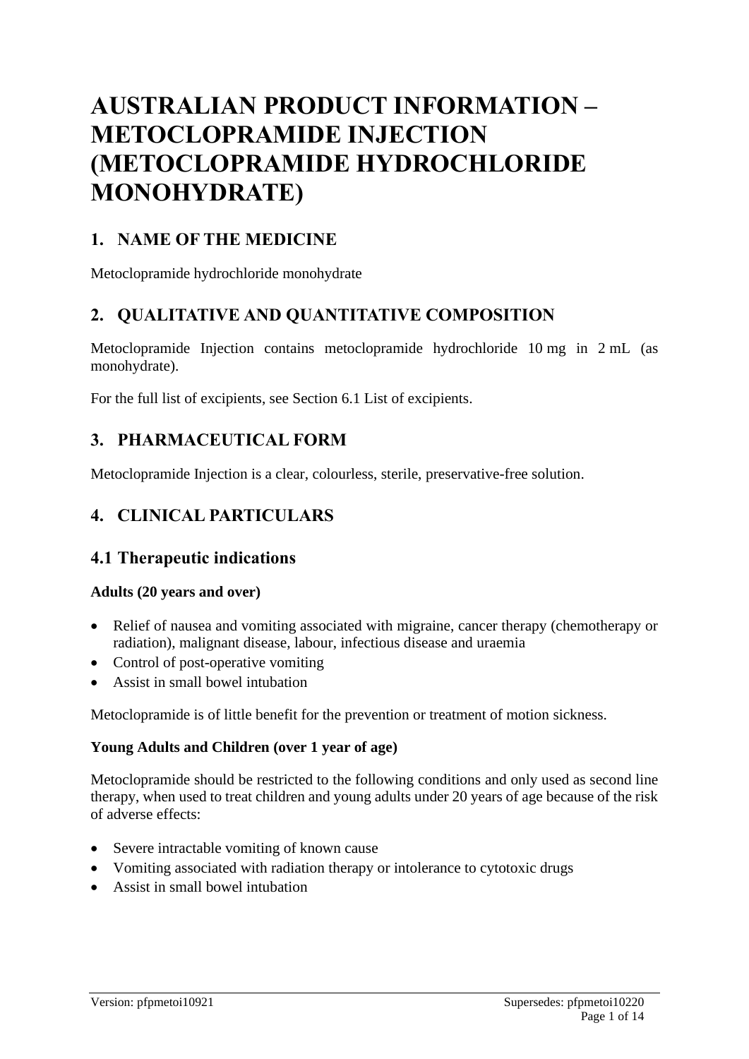# AUSTRALIAN PRODUCT INFORMATION – METOCLOPRAMIDE INJECTION (METOCLOPRAMIDE HYDROCHLORIDE MONOHYDRATE)

## 1. NAME OF THE MEDICINE

Metoclopramide hydrochloride monohydrate

## 2. QUALITATIVE AND QUANTITATIVE COMPOSITION

Metoclopramide Injection contains metoclopramide hydrochloride 10 mg in 2 mL (as monohydrate).

For the full list of excipients, see Section 6.1 List of excipients.

## 3. PHARMACEUTICAL FORM

Metoclopramide Injection is a clear, colourless, sterile, preservative-free solution.

## 4. CLINICAL PARTICULARS

## 4.1 Therapeutic indications

**Adults (20 years and over)**

- Relief of nausea and vomiting associated with migraine, cancer therapy (chemotherapy or radiation), malignant disease, labour, infectious disease and uraemia
- Control of post-operative vomiting
- Assist in small bowel intubation

Metoclopramide is of little benefit for the prevention or treatment of motion sickness.

**Young Adults and Children (over 1 year of age)**

Metoclopramide should be restricted to the following conditions and only used as second line therapy, when used to treat children and young adults under 20 years of age because of the risk of adverse effects:

- Severe intractable vomiting of known cause
- Vomiting associated with radiation therapy or intolerance to cytotoxic drugs
- Assist in small bowel intubation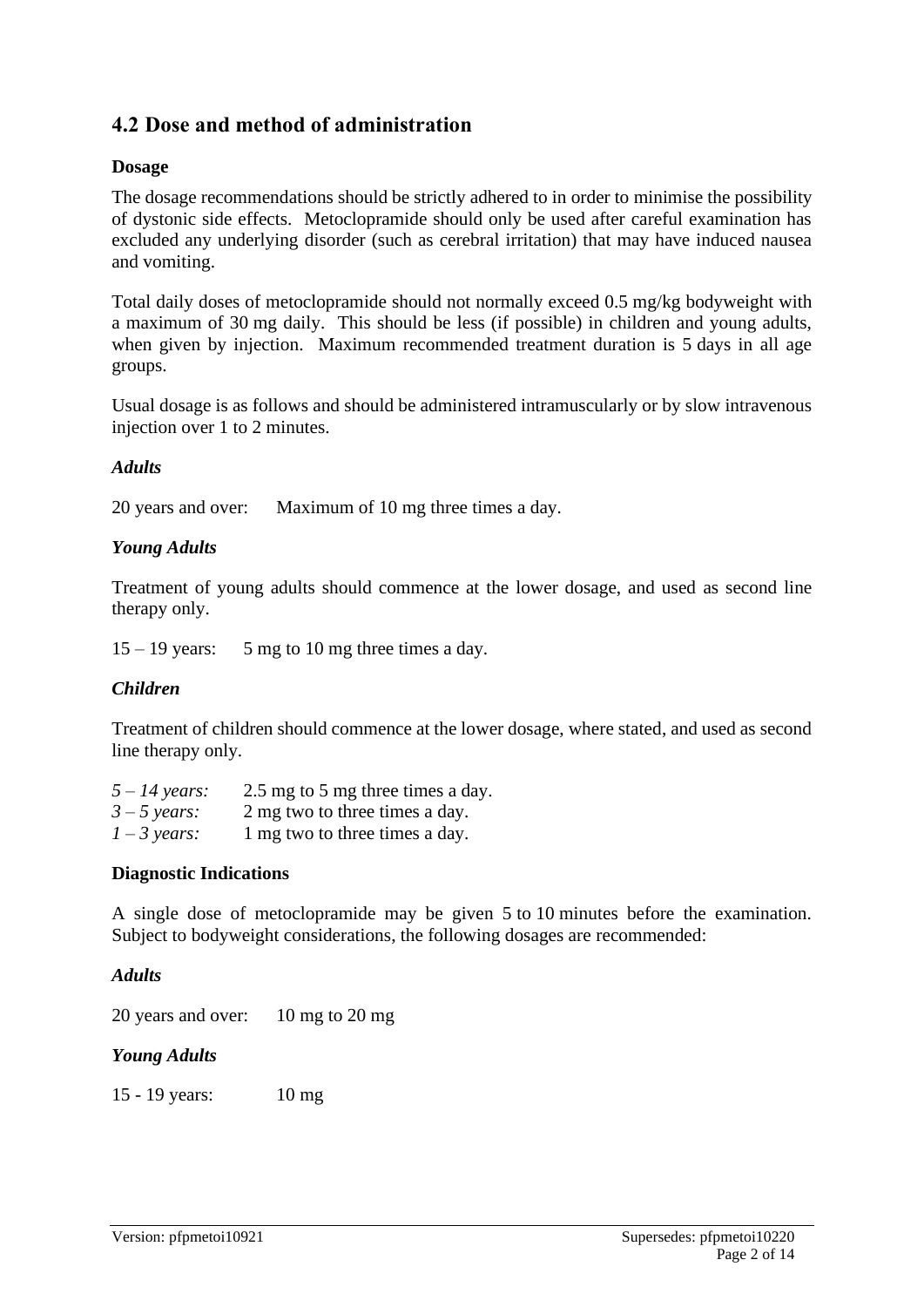## 4.2 Dose and method of administration

### Dosage

The dosage recommendations should be strictly adhered to in order to minimise the possibility of dystonic side effects. Metoclopramide should only be used after careful examination has excluded any underlying disorder (such as cerebral irritation) that may have induced nausea and vomiting.

Total daily doses of metoclopramide should not normally exceed 0.5 mg/kg bodyweight with a maximum of 30 mg daily. This should be less (if possible) in children and young adults, when given by injection. Maximum recommended treatment duration is 5 days in all age groups.

Usual dosage is as follows and should be administered intramuscularly or by slow intravenous injection over 1 to 2 minutes.

***Adults***

20 years and over: Maximum of 10 mg three times a day.

***Young Adults***

Treatment of young adults should commence at the lower dosage, and used as second line therapy only.

15 – 19 years: 5 mg to 10 mg three times a day.

***Children***

Treatment of children should commence at the lower dosage, where stated, and used as second line therapy only.

*5 – 14 years:* 2.5 mg to 5 mg three times a day.
*3 – 5 years:* 2 mg two to three times a day.
*1 – 3 years:* 1 mg two to three times a day.

### Diagnostic Indications

A single dose of metoclopramide may be given 5 to 10 minutes before the examination. Subject to bodyweight considerations, the following dosages are recommended:

***Adults***

20 years and over: 10 mg to 20 mg

***Young Adults***

15 - 19 years: 10 mg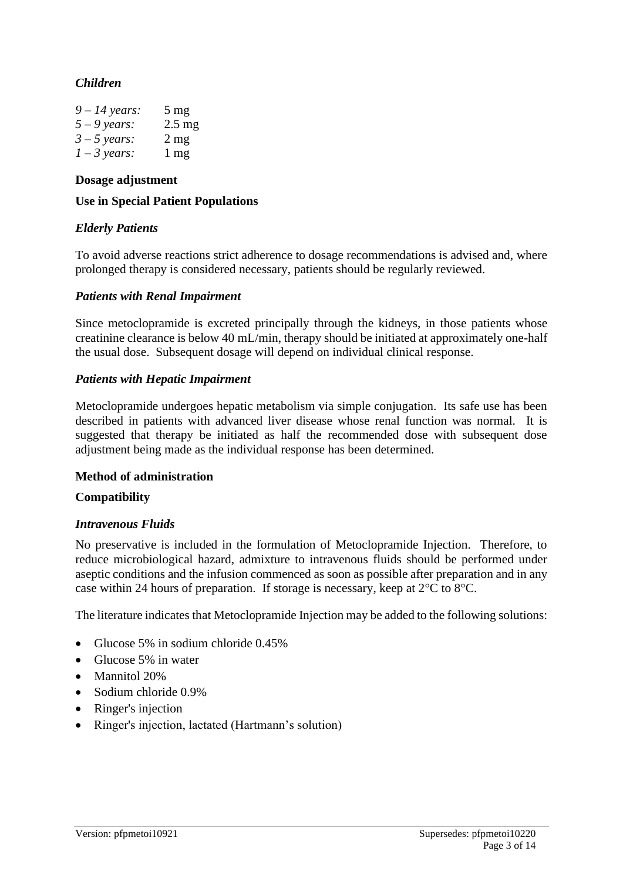*Children*

*9 – 14 years:* 5 mg
*5 – 9 years:* 2.5 mg
*3 – 5 years:* 2 mg
*1 – 3 years:* 1 mg

**Dosage adjustment**

**Use in Special Patient Populations**

*Elderly Patients*

To avoid adverse reactions strict adherence to dosage recommendations is advised and, where prolonged therapy is considered necessary, patients should be regularly reviewed.

*Patients with Renal Impairment*

Since metoclopramide is excreted principally through the kidneys, in those patients whose creatinine clearance is below 40 mL/min, therapy should be initiated at approximately one-half the usual dose. Subsequent dosage will depend on individual clinical response.

*Patients with Hepatic Impairment*

Metoclopramide undergoes hepatic metabolism via simple conjugation. Its safe use has been described in patients with advanced liver disease whose renal function was normal. It is suggested that therapy be initiated as half the recommended dose with subsequent dose adjustment being made as the individual response has been determined.

**Method of administration**

**Compatibility**

*Intravenous Fluids*

No preservative is included in the formulation of Metoclopramide Injection. Therefore, to reduce microbiological hazard, admixture to intravenous fluids should be performed under aseptic conditions and the infusion commenced as soon as possible after preparation and in any case within 24 hours of preparation. If storage is necessary, keep at 2°C to 8°C.

The literature indicates that Metoclopramide Injection may be added to the following solutions:

- Glucose 5% in sodium chloride 0.45%
- Glucose 5% in water
- Mannitol 20%
- Sodium chloride 0.9%
- Ringer's injection
- Ringer's injection, lactated (Hartmann's solution)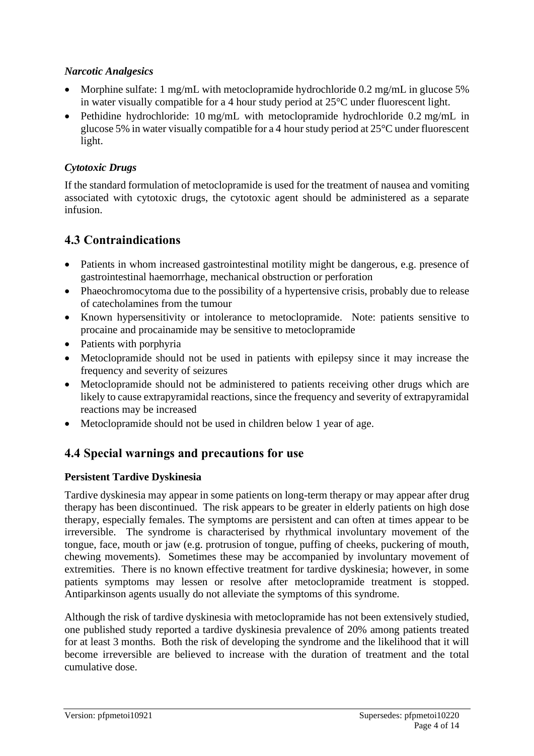### *Narcotic Analgesics*

- Morphine sulfate: 1 mg/mL with metoclopramide hydrochloride 0.2 mg/mL in glucose 5% in water visually compatible for a 4 hour study period at 25°C under fluorescent light.
- Pethidine hydrochloride: 10 mg/mL with metoclopramide hydrochloride 0.2 mg/mL in glucose 5% in water visually compatible for a 4 hour study period at 25°C under fluorescent light.

### *Cytotoxic Drugs*

If the standard formulation of metoclopramide is used for the treatment of nausea and vomiting associated with cytotoxic drugs, the cytotoxic agent should be administered as a separate infusion.

## 4.3 Contraindications

- Patients in whom increased gastrointestinal motility might be dangerous, e.g. presence of gastrointestinal haemorrhage, mechanical obstruction or perforation
- Phaeochromocytoma due to the possibility of a hypertensive crisis, probably due to release of catecholamines from the tumour
- Known hypersensitivity or intolerance to metoclopramide. Note: patients sensitive to procaine and procainamide may be sensitive to metoclopramide
- Patients with porphyria
- Metoclopramide should not be used in patients with epilepsy since it may increase the frequency and severity of seizures
- Metoclopramide should not be administered to patients receiving other drugs which are likely to cause extrapyramidal reactions, since the frequency and severity of extrapyramidal reactions may be increased
- Metoclopramide should not be used in children below 1 year of age.

## 4.4 Special warnings and precautions for use

**Persistent Tardive Dyskinesia**

Tardive dyskinesia may appear in some patients on long-term therapy or may appear after drug therapy has been discontinued. The risk appears to be greater in elderly patients on high dose therapy, especially females. The symptoms are persistent and can often at times appear to be irreversible. The syndrome is characterised by rhythmical involuntary movement of the tongue, face, mouth or jaw (e.g. protrusion of tongue, puffing of cheeks, puckering of mouth, chewing movements). Sometimes these may be accompanied by involuntary movement of extremities. There is no known effective treatment for tardive dyskinesia; however, in some patients symptoms may lessen or resolve after metoclopramide treatment is stopped. Antiparkinson agents usually do not alleviate the symptoms of this syndrome.

Although the risk of tardive dyskinesia with metoclopramide has not been extensively studied, one published study reported a tardive dyskinesia prevalence of 20% among patients treated for at least 3 months. Both the risk of developing the syndrome and the likelihood that it will become irreversible are believed to increase with the duration of treatment and the total cumulative dose.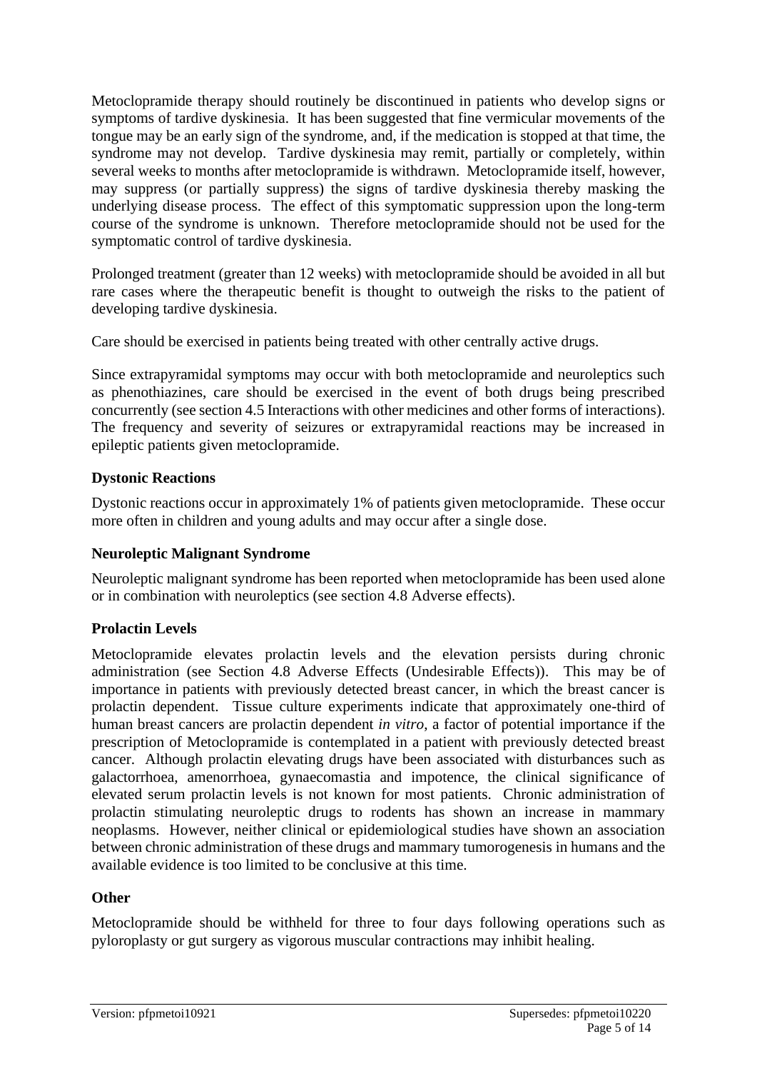Metoclopramide therapy should routinely be discontinued in patients who develop signs or symptoms of tardive dyskinesia. It has been suggested that fine vermicular movements of the tongue may be an early sign of the syndrome, and, if the medication is stopped at that time, the syndrome may not develop. Tardive dyskinesia may remit, partially or completely, within several weeks to months after metoclopramide is withdrawn. Metoclopramide itself, however, may suppress (or partially suppress) the signs of tardive dyskinesia thereby masking the underlying disease process. The effect of this symptomatic suppression upon the long-term course of the syndrome is unknown. Therefore metoclopramide should not be used for the symptomatic control of tardive dyskinesia.

Prolonged treatment (greater than 12 weeks) with metoclopramide should be avoided in all but rare cases where the therapeutic benefit is thought to outweigh the risks to the patient of developing tardive dyskinesia.

Care should be exercised in patients being treated with other centrally active drugs.

Since extrapyramidal symptoms may occur with both metoclopramide and neuroleptics such as phenothiazines, care should be exercised in the event of both drugs being prescribed concurrently (see section 4.5 Interactions with other medicines and other forms of interactions). The frequency and severity of seizures or extrapyramidal reactions may be increased in epileptic patients given metoclopramide.

**Dystonic Reactions**

Dystonic reactions occur in approximately 1% of patients given metoclopramide. These occur more often in children and young adults and may occur after a single dose.

**Neuroleptic Malignant Syndrome**

Neuroleptic malignant syndrome has been reported when metoclopramide has been used alone or in combination with neuroleptics (see section 4.8 Adverse effects).

**Prolactin Levels**

Metoclopramide elevates prolactin levels and the elevation persists during chronic administration (see Section 4.8 Adverse Effects (Undesirable Effects)). This may be of importance in patients with previously detected breast cancer, in which the breast cancer is prolactin dependent. Tissue culture experiments indicate that approximately one-third of human breast cancers are prolactin dependent *in vitro*, a factor of potential importance if the prescription of Metoclopramide is contemplated in a patient with previously detected breast cancer. Although prolactin elevating drugs have been associated with disturbances such as galactorrhoea, amenorrhoea, gynaecomastia and impotence, the clinical significance of elevated serum prolactin levels is not known for most patients. Chronic administration of prolactin stimulating neuroleptic drugs to rodents has shown an increase in mammary neoplasms. However, neither clinical or epidemiological studies have shown an association between chronic administration of these drugs and mammary tumorogenesis in humans and the available evidence is too limited to be conclusive at this time.

**Other**

Metoclopramide should be withheld for three to four days following operations such as pyloroplasty or gut surgery as vigorous muscular contractions may inhibit healing.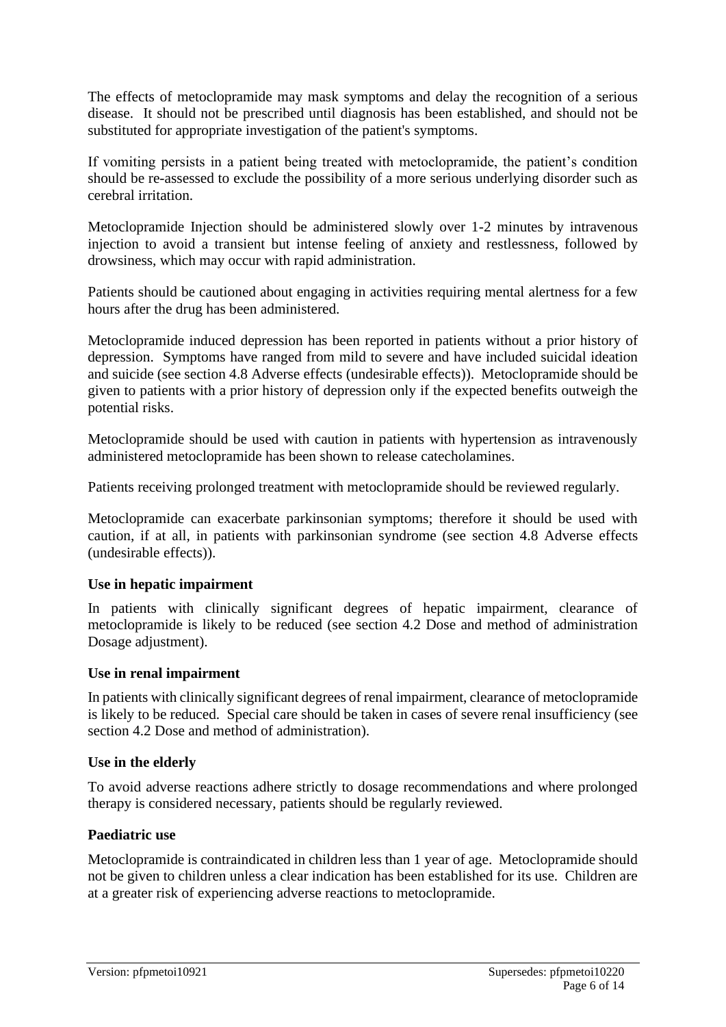The effects of metoclopramide may mask symptoms and delay the recognition of a serious disease. It should not be prescribed until diagnosis has been established, and should not be substituted for appropriate investigation of the patient's symptoms.

If vomiting persists in a patient being treated with metoclopramide, the patient's condition should be re-assessed to exclude the possibility of a more serious underlying disorder such as cerebral irritation.

Metoclopramide Injection should be administered slowly over 1-2 minutes by intravenous injection to avoid a transient but intense feeling of anxiety and restlessness, followed by drowsiness, which may occur with rapid administration.

Patients should be cautioned about engaging in activities requiring mental alertness for a few hours after the drug has been administered.

Metoclopramide induced depression has been reported in patients without a prior history of depression. Symptoms have ranged from mild to severe and have included suicidal ideation and suicide (see section 4.8 Adverse effects (undesirable effects)). Metoclopramide should be given to patients with a prior history of depression only if the expected benefits outweigh the potential risks.

Metoclopramide should be used with caution in patients with hypertension as intravenously administered metoclopramide has been shown to release catecholamines.

Patients receiving prolonged treatment with metoclopramide should be reviewed regularly.

Metoclopramide can exacerbate parkinsonian symptoms; therefore it should be used with caution, if at all, in patients with parkinsonian syndrome (see section 4.8 Adverse effects (undesirable effects)).

**Use in hepatic impairment**

In patients with clinically significant degrees of hepatic impairment, clearance of metoclopramide is likely to be reduced (see section 4.2 Dose and method of administration Dosage adjustment).

**Use in renal impairment**

In patients with clinically significant degrees of renal impairment, clearance of metoclopramide is likely to be reduced. Special care should be taken in cases of severe renal insufficiency (see section 4.2 Dose and method of administration).

**Use in the elderly**

To avoid adverse reactions adhere strictly to dosage recommendations and where prolonged therapy is considered necessary, patients should be regularly reviewed.

**Paediatric use**

Metoclopramide is contraindicated in children less than 1 year of age. Metoclopramide should not be given to children unless a clear indication has been established for its use. Children are at a greater risk of experiencing adverse reactions to metoclopramide.

Version: pfpmetoi10921 Supersedes: pfpmetoi10220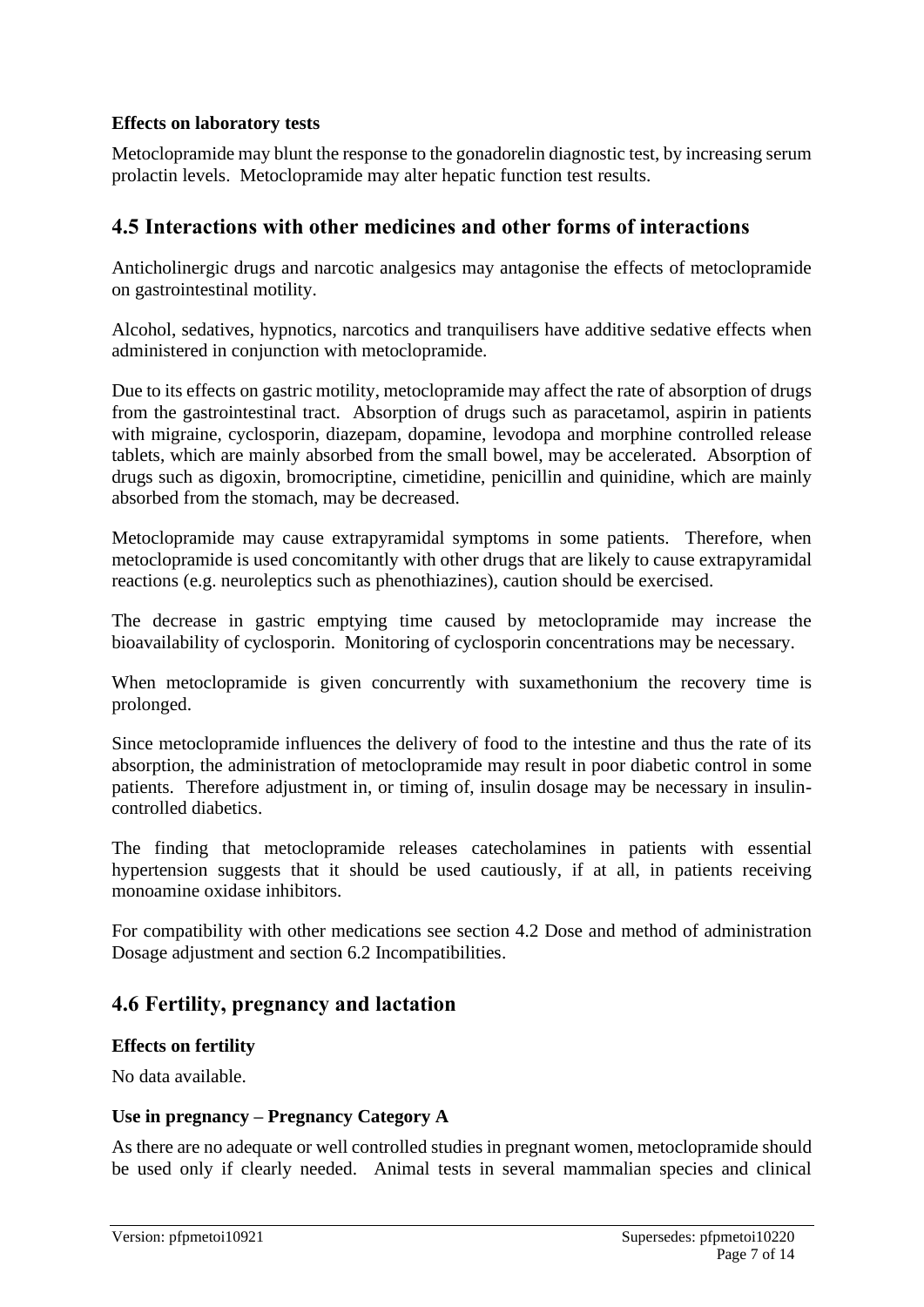**Effects on laboratory tests**

Metoclopramide may blunt the response to the gonadorelin diagnostic test, by increasing serum prolactin levels. Metoclopramide may alter hepatic function test results.

## 4.5 Interactions with other medicines and other forms of interactions

Anticholinergic drugs and narcotic analgesics may antagonise the effects of metoclopramide on gastrointestinal motility.

Alcohol, sedatives, hypnotics, narcotics and tranquilisers have additive sedative effects when administered in conjunction with metoclopramide.

Due to its effects on gastric motility, metoclopramide may affect the rate of absorption of drugs from the gastrointestinal tract. Absorption of drugs such as paracetamol, aspirin in patients with migraine, cyclosporin, diazepam, dopamine, levodopa and morphine controlled release tablets, which are mainly absorbed from the small bowel, may be accelerated. Absorption of drugs such as digoxin, bromocriptine, cimetidine, penicillin and quinidine, which are mainly absorbed from the stomach, may be decreased.

Metoclopramide may cause extrapyramidal symptoms in some patients. Therefore, when metoclopramide is used concomitantly with other drugs that are likely to cause extrapyramidal reactions (e.g. neuroleptics such as phenothiazines), caution should be exercised.

The decrease in gastric emptying time caused by metoclopramide may increase the bioavailability of cyclosporin. Monitoring of cyclosporin concentrations may be necessary.

When metoclopramide is given concurrently with suxamethonium the recovery time is prolonged.

Since metoclopramide influences the delivery of food to the intestine and thus the rate of its absorption, the administration of metoclopramide may result in poor diabetic control in some patients. Therefore adjustment in, or timing of, insulin dosage may be necessary in insulin-controlled diabetics.

The finding that metoclopramide releases catecholamines in patients with essential hypertension suggests that it should be used cautiously, if at all, in patients receiving monoamine oxidase inhibitors.

For compatibility with other medications see section 4.2 Dose and method of administration Dosage adjustment and section 6.2 Incompatibilities.

## 4.6 Fertility, pregnancy and lactation

**Effects on fertility**

No data available.

**Use in pregnancy – Pregnancy Category A**

As there are no adequate or well controlled studies in pregnant women, metoclopramide should be used only if clearly needed. Animal tests in several mammalian species and clinical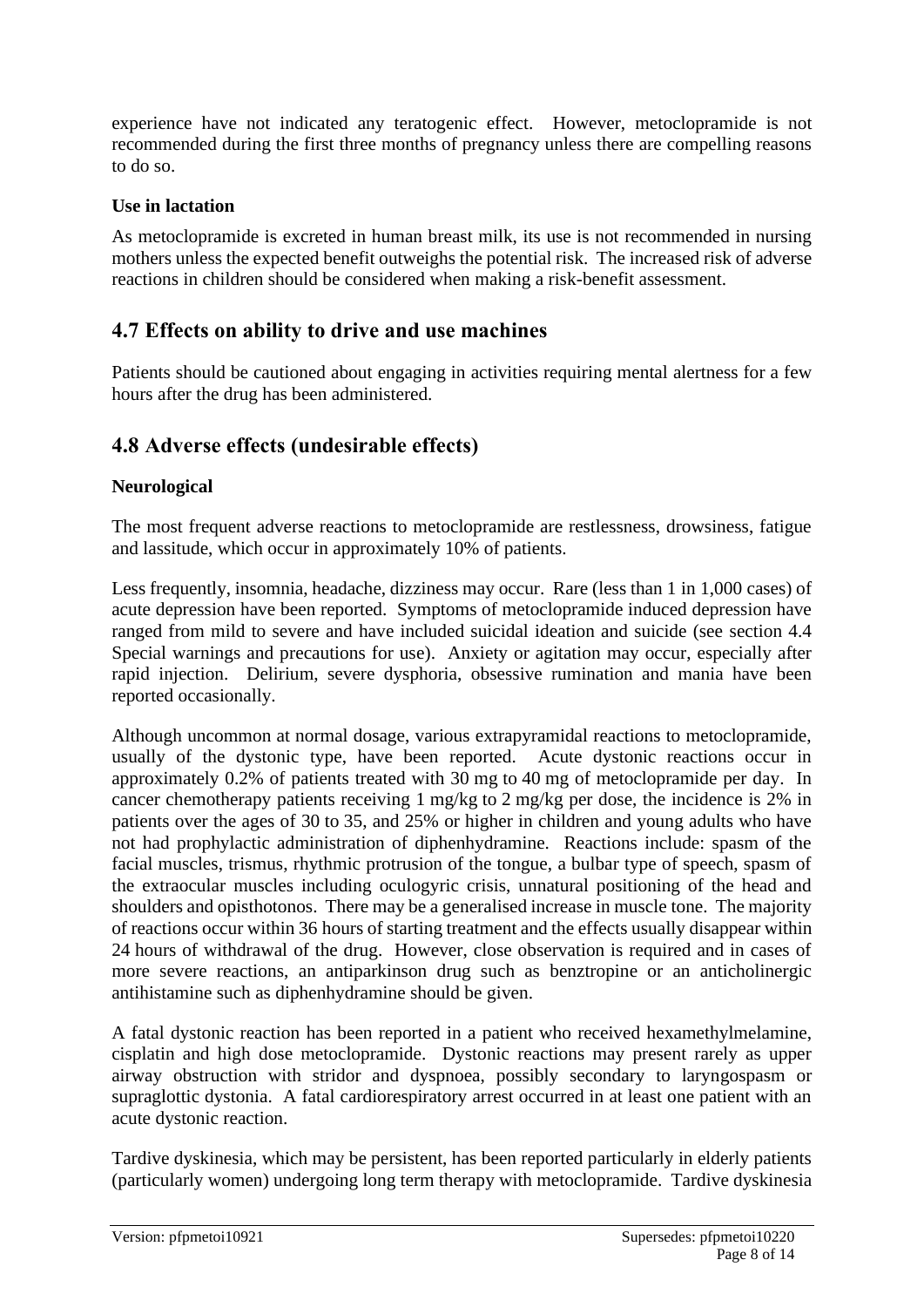experience have not indicated any teratogenic effect. However, metoclopramide is not recommended during the first three months of pregnancy unless there are compelling reasons to do so.

**Use in lactation**

As metoclopramide is excreted in human breast milk, its use is not recommended in nursing mothers unless the expected benefit outweighs the potential risk. The increased risk of adverse reactions in children should be considered when making a risk-benefit assessment.

## 4.7 Effects on ability to drive and use machines

Patients should be cautioned about engaging in activities requiring mental alertness for a few hours after the drug has been administered.

## 4.8 Adverse effects (undesirable effects)

**Neurological**

The most frequent adverse reactions to metoclopramide are restlessness, drowsiness, fatigue and lassitude, which occur in approximately 10% of patients.

Less frequently, insomnia, headache, dizziness may occur. Rare (less than 1 in 1,000 cases) of acute depression have been reported. Symptoms of metoclopramide induced depression have ranged from mild to severe and have included suicidal ideation and suicide (see section 4.4 Special warnings and precautions for use). Anxiety or agitation may occur, especially after rapid injection. Delirium, severe dysphoria, obsessive rumination and mania have been reported occasionally.

Although uncommon at normal dosage, various extrapyramidal reactions to metoclopramide, usually of the dystonic type, have been reported. Acute dystonic reactions occur in approximately 0.2% of patients treated with 30 mg to 40 mg of metoclopramide per day. In cancer chemotherapy patients receiving 1 mg/kg to 2 mg/kg per dose, the incidence is 2% in patients over the ages of 30 to 35, and 25% or higher in children and young adults who have not had prophylactic administration of diphenhydramine. Reactions include: spasm of the facial muscles, trismus, rhythmic protrusion of the tongue, a bulbar type of speech, spasm of the extraocular muscles including oculogyric crisis, unnatural positioning of the head and shoulders and opisthotonos. There may be a generalised increase in muscle tone. The majority of reactions occur within 36 hours of starting treatment and the effects usually disappear within 24 hours of withdrawal of the drug. However, close observation is required and in cases of more severe reactions, an antiparkinson drug such as benztropine or an anticholinergic antihistamine such as diphenhydramine should be given.

A fatal dystonic reaction has been reported in a patient who received hexamethylmelamine, cisplatin and high dose metoclopramide. Dystonic reactions may present rarely as upper airway obstruction with stridor and dyspnoea, possibly secondary to laryngospasm or supraglottic dystonia. A fatal cardiorespiratory arrest occurred in at least one patient with an acute dystonic reaction.

Tardive dyskinesia, which may be persistent, has been reported particularly in elderly patients (particularly women) undergoing long term therapy with metoclopramide. Tardive dyskinesia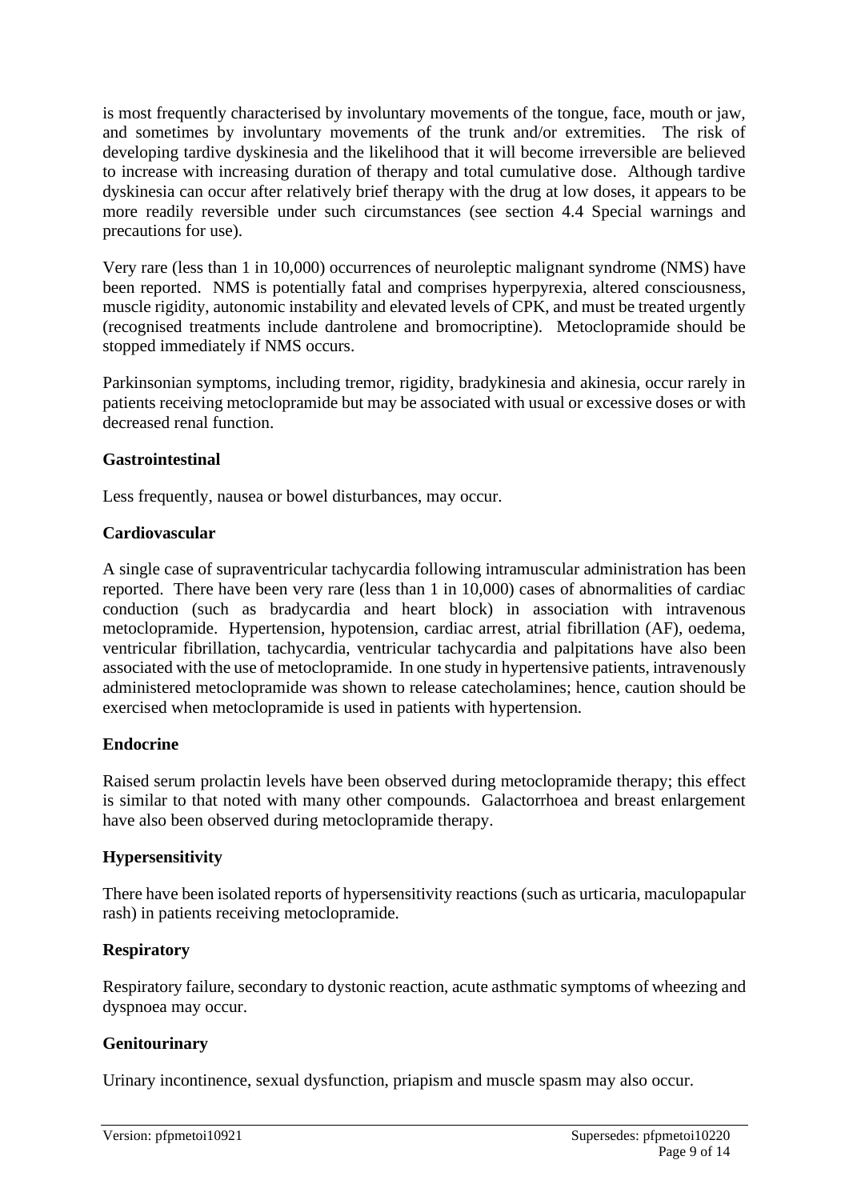is most frequently characterised by involuntary movements of the tongue, face, mouth or jaw, and sometimes by involuntary movements of the trunk and/or extremities. The risk of developing tardive dyskinesia and the likelihood that it will become irreversible are believed to increase with increasing duration of therapy and total cumulative dose. Although tardive dyskinesia can occur after relatively brief therapy with the drug at low doses, it appears to be more readily reversible under such circumstances (see section 4.4 Special warnings and precautions for use).

Very rare (less than 1 in 10,000) occurrences of neuroleptic malignant syndrome (NMS) have been reported. NMS is potentially fatal and comprises hyperpyrexia, altered consciousness, muscle rigidity, autonomic instability and elevated levels of CPK, and must be treated urgently (recognised treatments include dantrolene and bromocriptine). Metoclopramide should be stopped immediately if NMS occurs.

Parkinsonian symptoms, including tremor, rigidity, bradykinesia and akinesia, occur rarely in patients receiving metoclopramide but may be associated with usual or excessive doses or with decreased renal function.

**Gastrointestinal**

Less frequently, nausea or bowel disturbances, may occur.

**Cardiovascular**

A single case of supraventricular tachycardia following intramuscular administration has been reported. There have been very rare (less than 1 in 10,000) cases of abnormalities of cardiac conduction (such as bradycardia and heart block) in association with intravenous metoclopramide. Hypertension, hypotension, cardiac arrest, atrial fibrillation (AF), oedema, ventricular fibrillation, tachycardia, ventricular tachycardia and palpitations have also been associated with the use of metoclopramide. In one study in hypertensive patients, intravenously administered metoclopramide was shown to release catecholamines; hence, caution should be exercised when metoclopramide is used in patients with hypertension.

**Endocrine**

Raised serum prolactin levels have been observed during metoclopramide therapy; this effect is similar to that noted with many other compounds. Galactorrhoea and breast enlargement have also been observed during metoclopramide therapy.

**Hypersensitivity**

There have been isolated reports of hypersensitivity reactions (such as urticaria, maculopapular rash) in patients receiving metoclopramide.

**Respiratory**

Respiratory failure, secondary to dystonic reaction, acute asthmatic symptoms of wheezing and dyspnoea may occur.

**Genitourinary**

Urinary incontinence, sexual dysfunction, priapism and muscle spasm may also occur.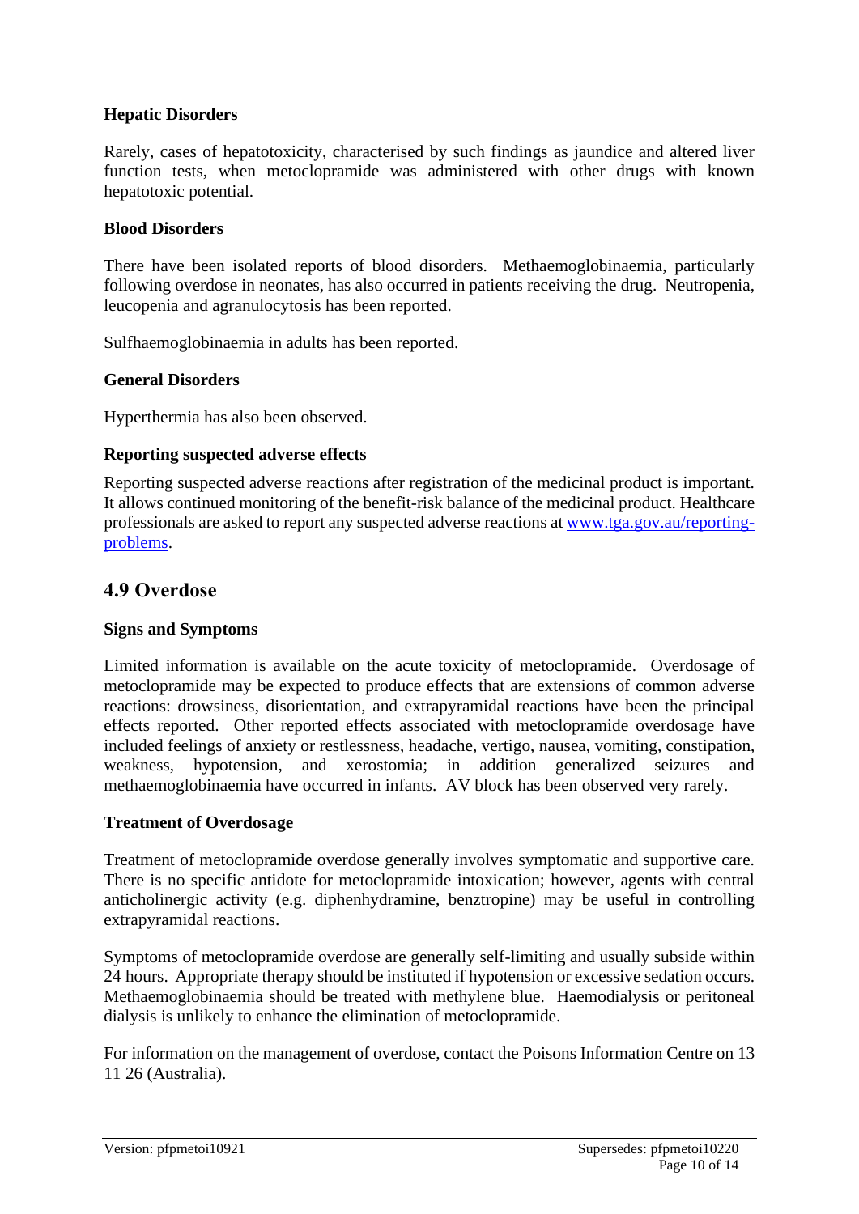### Hepatic Disorders

Rarely, cases of hepatotoxicity, characterised by such findings as jaundice and altered liver function tests, when metoclopramide was administered with other drugs with known hepatotoxic potential.

### Blood Disorders

There have been isolated reports of blood disorders. Methaemoglobinaemia, particularly following overdose in neonates, has also occurred in patients receiving the drug. Neutropenia, leucopenia and agranulocytosis has been reported.

Sulfhaemoglobinaemia in adults has been reported.

### General Disorders

Hyperthermia has also been observed.

### Reporting suspected adverse effects

Reporting suspected adverse reactions after registration of the medicinal product is important. It allows continued monitoring of the benefit-risk balance of the medicinal product. Healthcare professionals are asked to report any suspected adverse reactions at [www.tga.gov.au/reporting-problems](http://www.tga.gov.au/reporting-problems).

## 4.9 Overdose

### Signs and Symptoms

Limited information is available on the acute toxicity of metoclopramide. Overdosage of metoclopramide may be expected to produce effects that are extensions of common adverse reactions: drowsiness, disorientation, and extrapyramidal reactions have been the principal effects reported. Other reported effects associated with metoclopramide overdosage have included feelings of anxiety or restlessness, headache, vertigo, nausea, vomiting, constipation, weakness, hypotension, and xerostomia; in addition generalized seizures and methaemoglobinaemia have occurred in infants. AV block has been observed very rarely.

### Treatment of Overdosage

Treatment of metoclopramide overdose generally involves symptomatic and supportive care. There is no specific antidote for metoclopramide intoxication; however, agents with central anticholinergic activity (e.g. diphenhydramine, benztropine) may be useful in controlling extrapyramidal reactions.

Symptoms of metoclopramide overdose are generally self-limiting and usually subside within 24 hours. Appropriate therapy should be instituted if hypotension or excessive sedation occurs. Methaemoglobinaemia should be treated with methylene blue. Haemodialysis or peritoneal dialysis is unlikely to enhance the elimination of metoclopramide.

For information on the management of overdose, contact the Poisons Information Centre on 13 11 26 (Australia).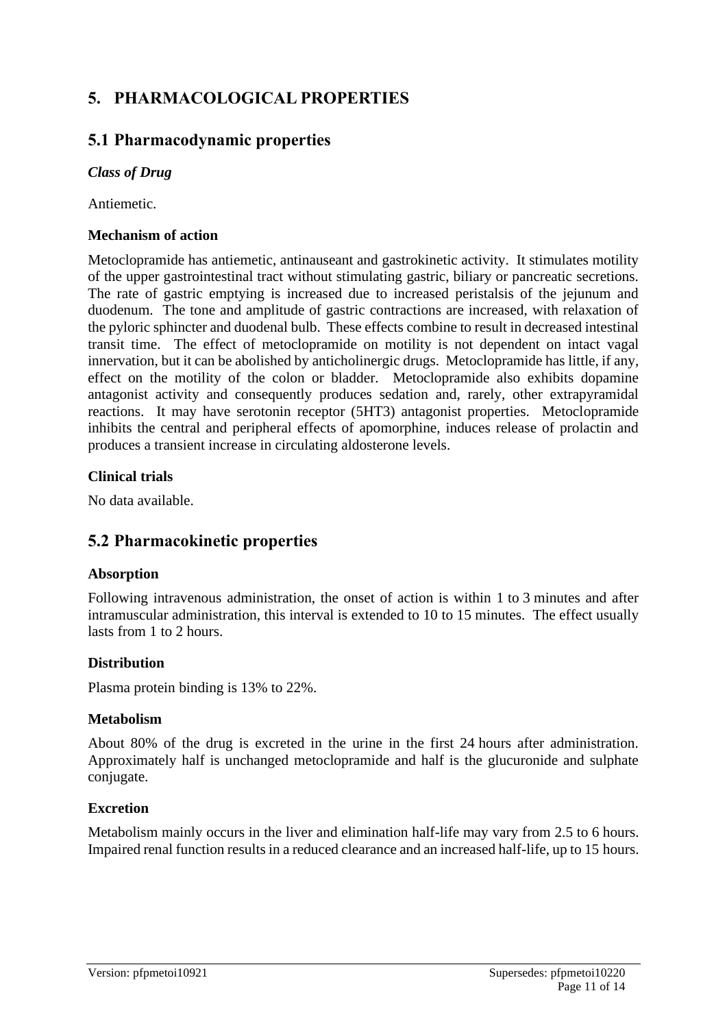# 5. PHARMACOLOGICAL PROPERTIES

## 5.1 Pharmacodynamic properties

### *Class of Drug*

Antiemetic.

### Mechanism of action

Metoclopramide has antiemetic, antinauseant and gastrokinetic activity. It stimulates motility of the upper gastrointestinal tract without stimulating gastric, biliary or pancreatic secretions. The rate of gastric emptying is increased due to increased peristalsis of the jejunum and duodenum. The tone and amplitude of gastric contractions are increased, with relaxation of the pyloric sphincter and duodenal bulb. These effects combine to result in decreased intestinal transit time. The effect of metoclopramide on motility is not dependent on intact vagal innervation, but it can be abolished by anticholinergic drugs. Metoclopramide has little, if any, effect on the motility of the colon or bladder. Metoclopramide also exhibits dopamine antagonist activity and consequently produces sedation and, rarely, other extrapyramidal reactions. It may have serotonin receptor (5HT3) antagonist properties. Metoclopramide inhibits the central and peripheral effects of apomorphine, induces release of prolactin and produces a transient increase in circulating aldosterone levels.

### Clinical trials

No data available.

## 5.2 Pharmacokinetic properties

### Absorption

Following intravenous administration, the onset of action is within 1 to 3 minutes and after intramuscular administration, this interval is extended to 10 to 15 minutes. The effect usually lasts from 1 to 2 hours.

### Distribution

Plasma protein binding is 13% to 22%.

### Metabolism

About 80% of the drug is excreted in the urine in the first 24 hours after administration. Approximately half is unchanged metoclopramide and half is the glucuronide and sulphate conjugate.

### Excretion

Metabolism mainly occurs in the liver and elimination half-life may vary from 2.5 to 6 hours. Impaired renal function results in a reduced clearance and an increased half-life, up to 15 hours.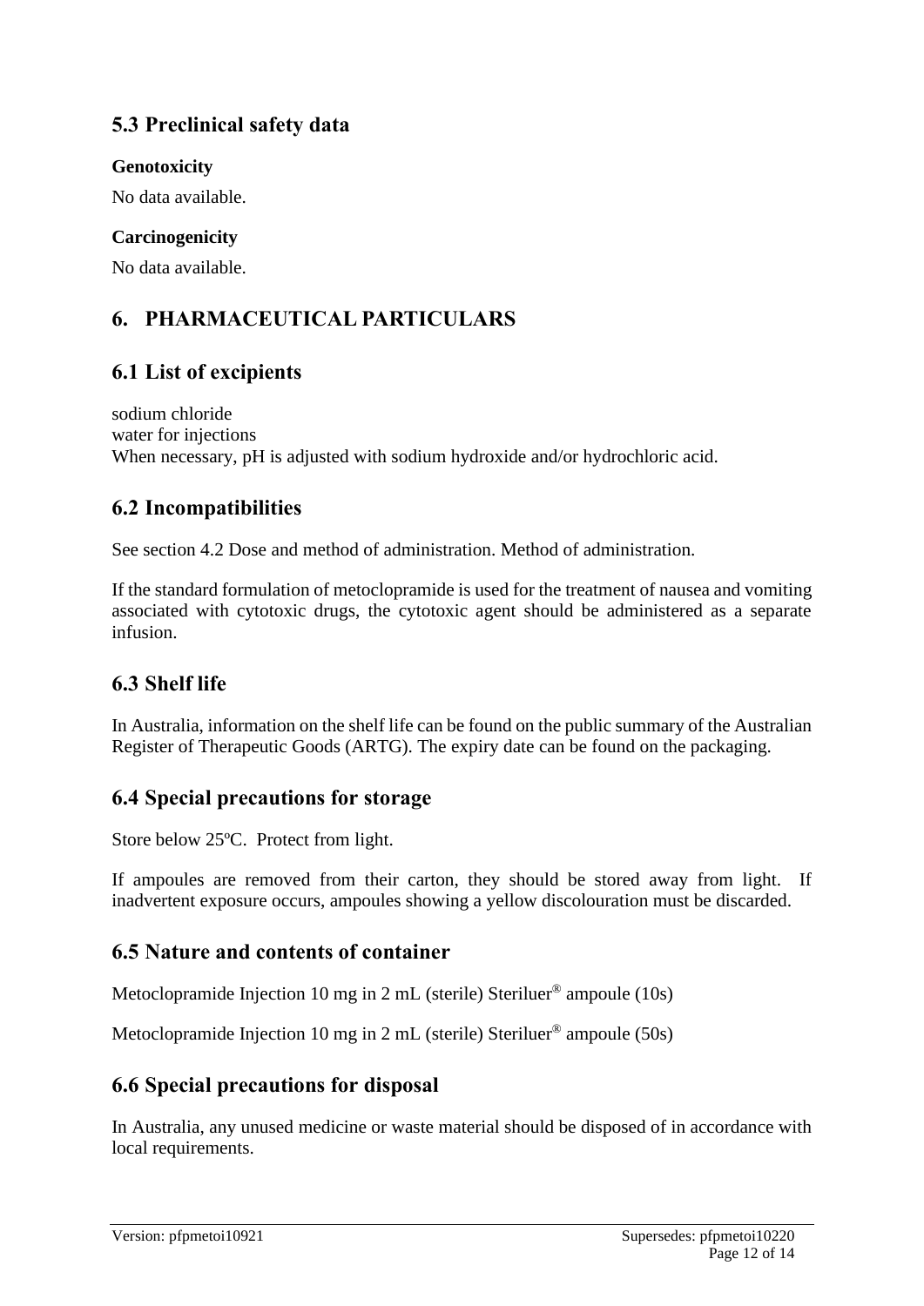## 5.3 Preclinical safety data

**Genotoxicity**

No data available.

**Carcinogenicity**

No data available.

# 6. PHARMACEUTICAL PARTICULARS

## 6.1 List of excipients

sodium chloride
water for injections
When necessary, pH is adjusted with sodium hydroxide and/or hydrochloric acid.

## 6.2 Incompatibilities

See section 4.2 Dose and method of administration. Method of administration.

If the standard formulation of metoclopramide is used for the treatment of nausea and vomiting associated with cytotoxic drugs, the cytotoxic agent should be administered as a separate infusion.

## 6.3 Shelf life

In Australia, information on the shelf life can be found on the public summary of the Australian Register of Therapeutic Goods (ARTG). The expiry date can be found on the packaging.

## 6.4 Special precautions for storage

Store below 25ºC. Protect from light.

If ampoules are removed from their carton, they should be stored away from light. If inadvertent exposure occurs, ampoules showing a yellow discolouration must be discarded.

## 6.5 Nature and contents of container

Metoclopramide Injection 10 mg in 2 mL (sterile) Steriluer® ampoule (10s)

Metoclopramide Injection 10 mg in 2 mL (sterile) Steriluer® ampoule (50s)

## 6.6 Special precautions for disposal

In Australia, any unused medicine or waste material should be disposed of in accordance with local requirements.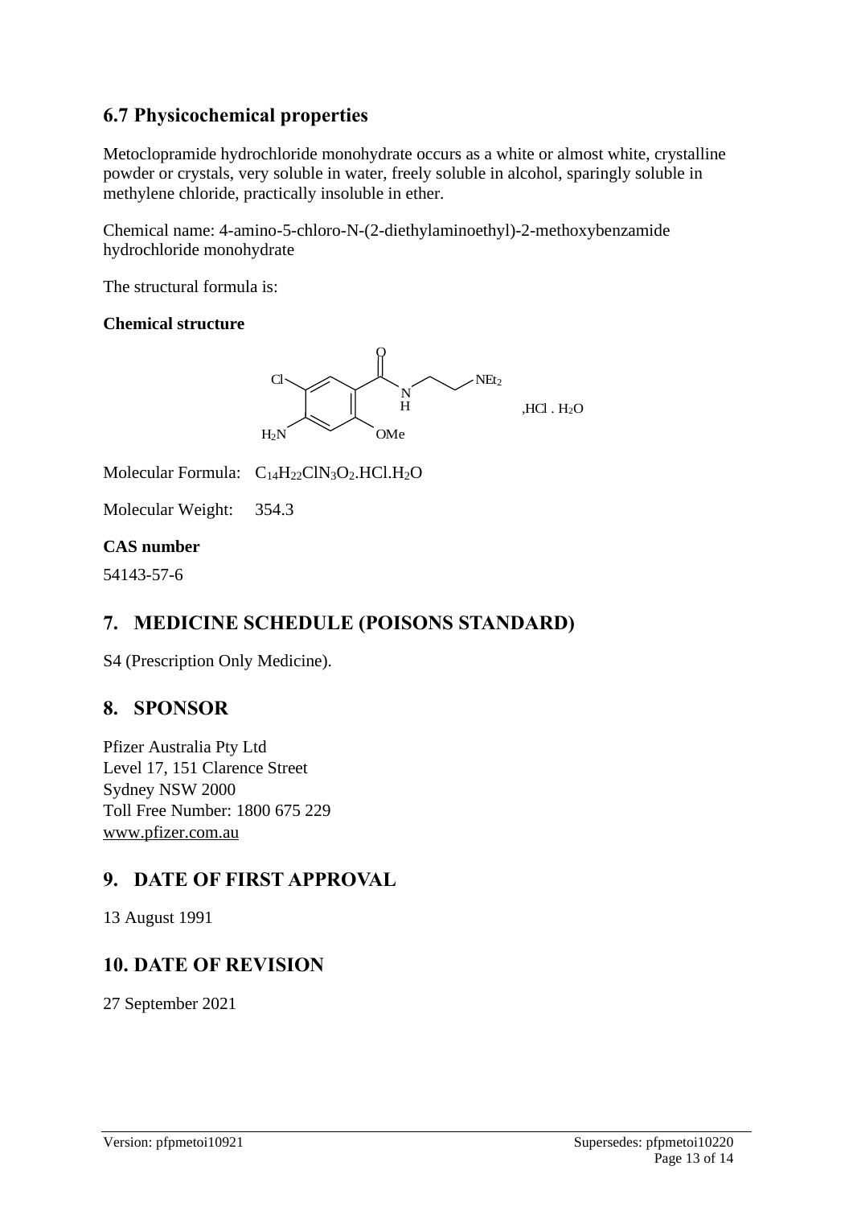## 6.7 Physicochemical properties

Metoclopramide hydrochloride monohydrate occurs as a white or almost white, crystalline powder or crystals, very soluble in water, freely soluble in alcohol, sparingly soluble in methylene chloride, practically insoluble in ether.

Chemical name: 4-amino-5-chloro-N-(2-diethylaminoethyl)-2-methoxybenzamide hydrochloride monohydrate

The structural formula is:

**Chemical structure**

,HCl . $H_2O$

Molecular Formula: $C_{14}H_{22}ClN_3O_2.HCl.H_2O$

Molecular Weight: 354.3

**CAS number**

54143-57-6

## 7. MEDICINE SCHEDULE (POISONS STANDARD)

S4 (Prescription Only Medicine).

## 8. SPONSOR

Pfizer Australia Pty Ltd
Level 17, 151 Clarence Street
Sydney NSW 2000
Toll Free Number: 1800 675 229
www.pfizer.com.au

## 9. DATE OF FIRST APPROVAL

13 August 1991

## 10. DATE OF REVISION

27 September 2021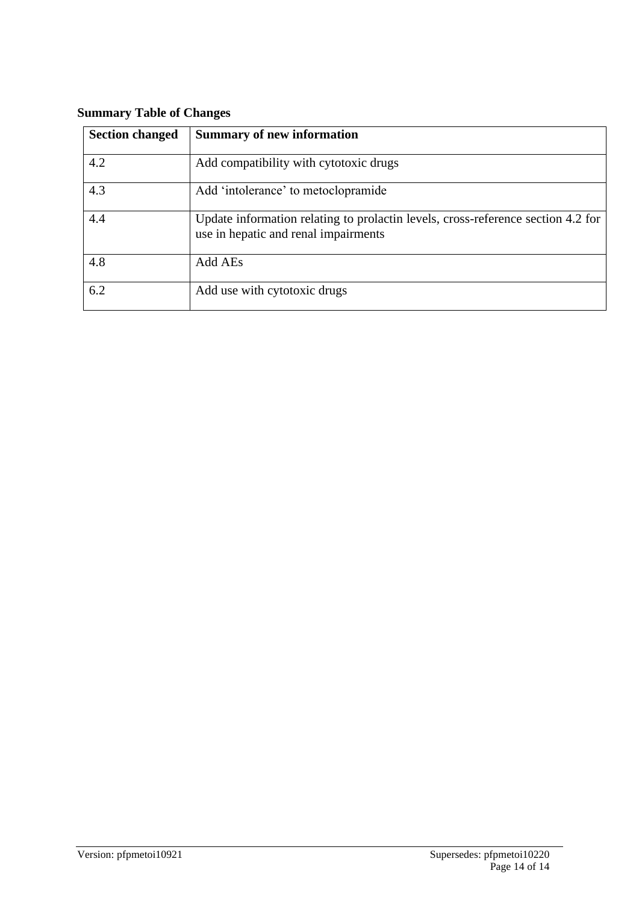**Summary Table of Changes**

| Section changed | Summary of new information |
|---|---|
| 4.2 | Add compatibility with cytotoxic drugs |
| 4.3 | Add ‘intolerance’ to metoclopramide |
| 4.4 | Update information relating to prolactin levels, cross-reference section 4.2 for use in hepatic and renal impairments |
| 4.8 | Add AEs |
| 6.2 | Add use with cytotoxic drugs |

Version: pfpmetoi10921 Supersedes: pfpmetoi10220